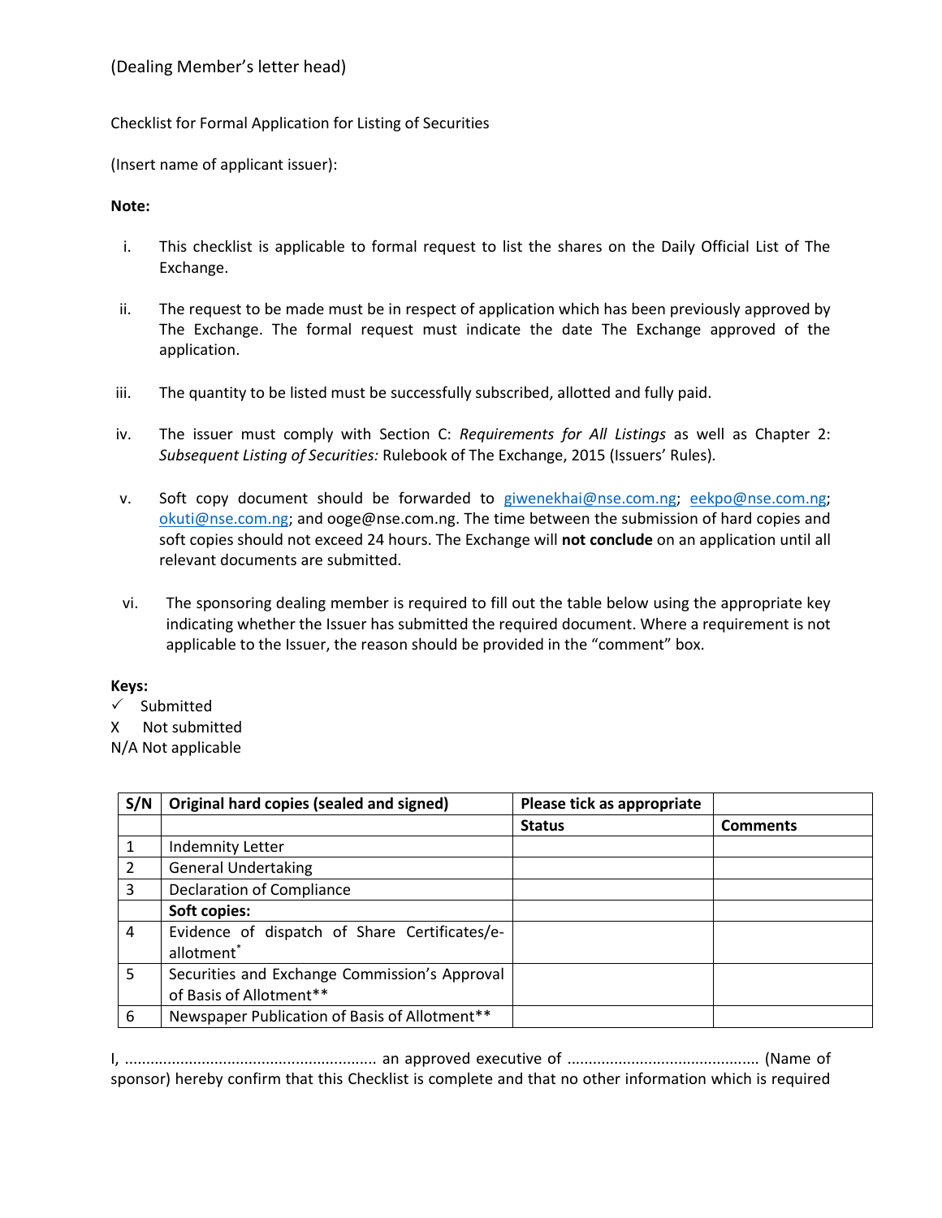(Dealing Member's letter head)

Checklist for Formal Application for Listing of Securities

(Insert name of applicant issuer):

**Note:**

i. This checklist is applicable to formal request to list the shares on the Daily Official List of The Exchange.

ii. The request to be made must be in respect of application which has been previously approved by The Exchange. The formal request must indicate the date The Exchange approved of the application.

iii. The quantity to be listed must be successfully subscribed, allotted and fully paid.

iv. The issuer must comply with Section C: *Requirements for All Listings* as well as Chapter 2: *Subsequent Listing of Securities:* Rulebook of The Exchange, 2015 (Issuers' Rules).

v. Soft copy document should be forwarded to giwenekhai@nse.com.ng; eekpo@nse.com.ng; okuti@nse.com.ng; and ooge@nse.com.ng. The time between the submission of hard copies and soft copies should not exceed 24 hours. The Exchange will **not conclude** on an application until all relevant documents are submitted.

vi. The sponsoring dealing member is required to fill out the table below using the appropriate key indicating whether the Issuer has submitted the required document. Where a requirement is not applicable to the Issuer, the reason should be provided in the "comment" box.

**Keys:**
✓ Submitted
X Not submitted
N/A Not applicable

| S/N | Original hard copies (sealed and signed) | Please tick as appropriate | |
|---|---|---|---|
| | | **Status** | **Comments** |
| 1 | Indemnity Letter | | |
| 2 | General Undertaking | | |
| 3 | Declaration of Compliance | | |
| | **Soft copies:** | | |
| 4 | Evidence of dispatch of Share Certificates/e-allotment* | | |
| 5 | Securities and Exchange Commission's Approval of Basis of Allotment** | | |
| 6 | Newspaper Publication of Basis of Allotment** | | |

I, ......................................................... an approved executive of ............................................ (Name of sponsor) hereby confirm that this Checklist is complete and that no other information which is required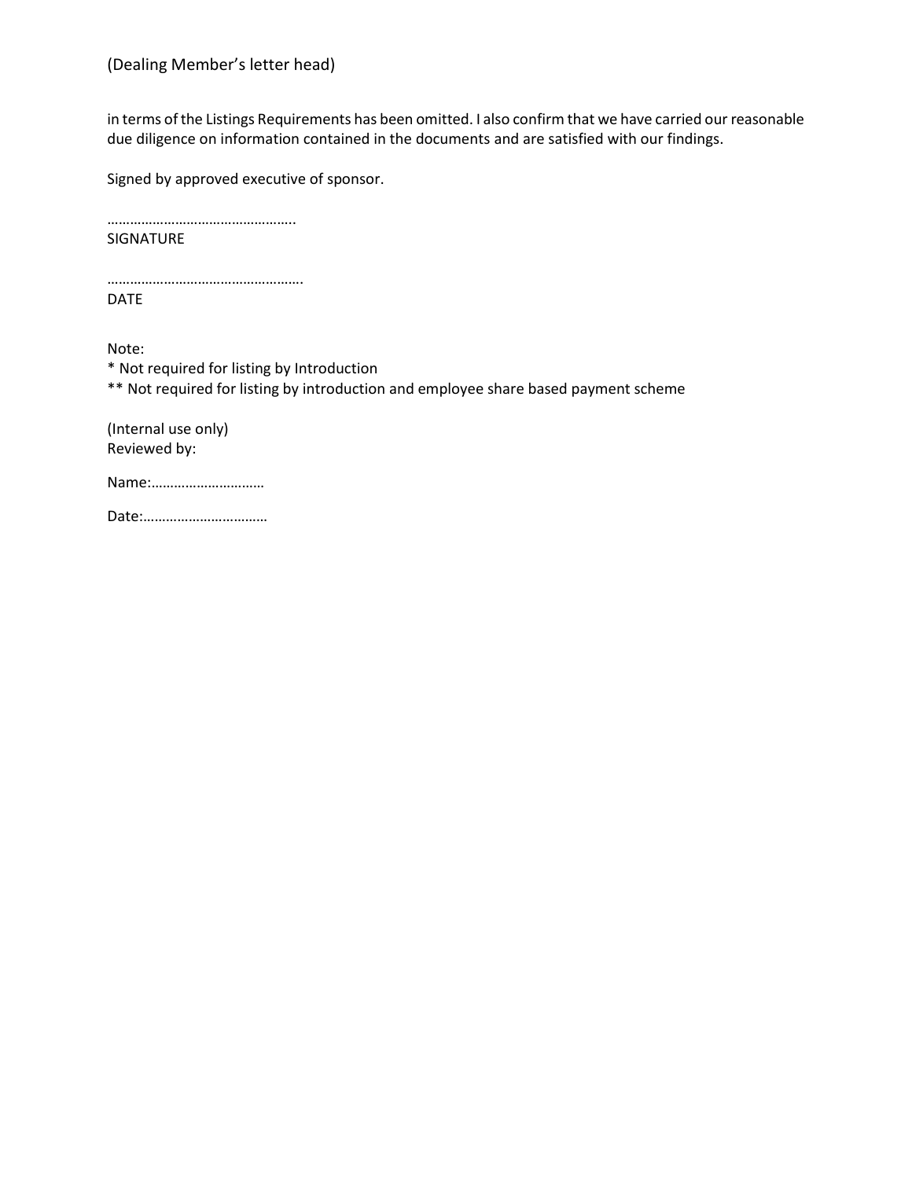(Dealing Member's letter head)

in terms of the Listings Requirements has been omitted. I also confirm that we have carried our reasonable due diligence on information contained in the documents and are satisfied with our findings.

Signed by approved executive of sponsor.

…………………………………………..
SIGNATURE

…………………………………………….
DATE

Note:
* Not required for listing by Introduction
** Not required for listing by introduction and employee share based payment scheme

(Internal use only)
Reviewed by:

Name:…………………………

Date:……………………………